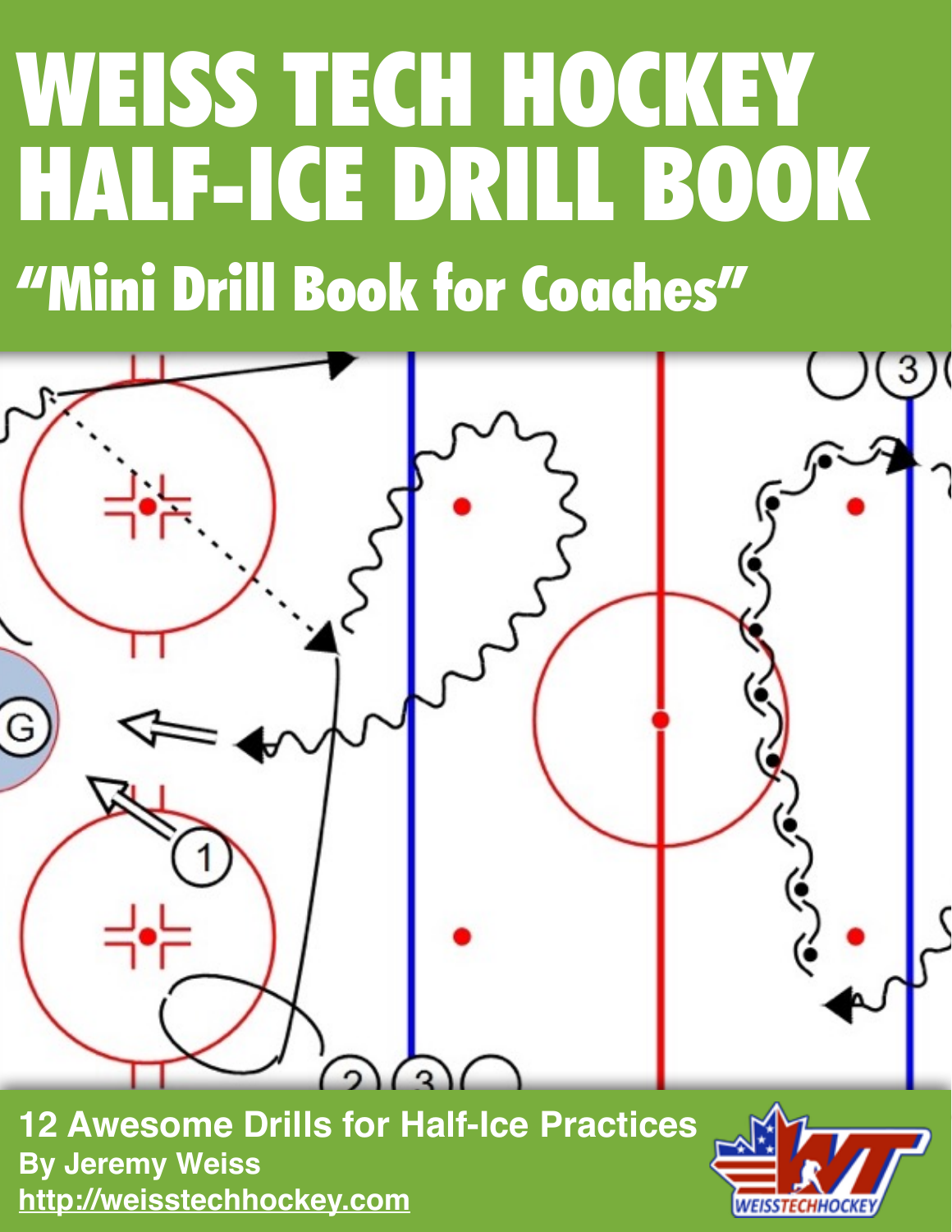# WEISS TECH HOCKEY HALF-ICE DRILL BOOK

## "Mini Drill Book for Coaches"

**12 Awesome Drills for Half-Ice Practices**

**By Jeremy Weiss**

**http://weisstechhockey.com**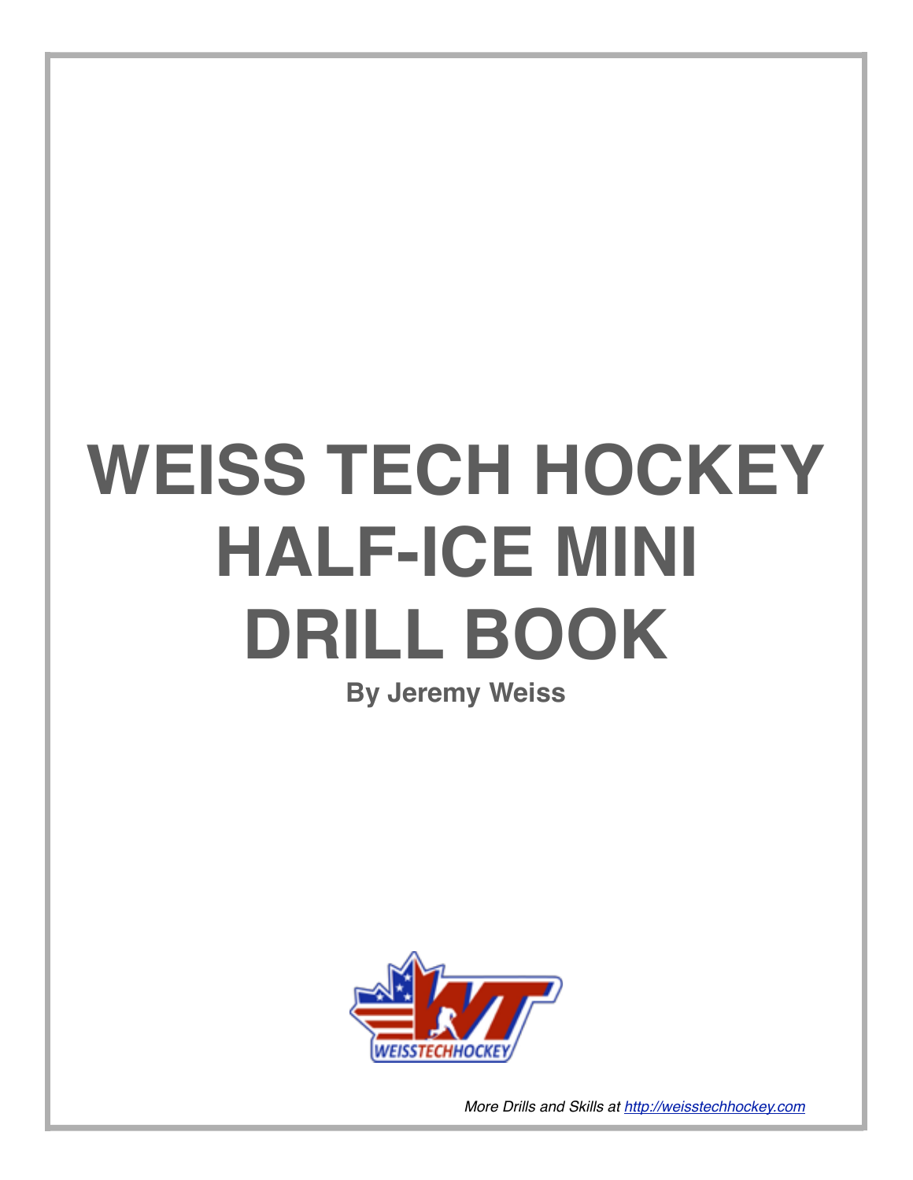# WEISS TECH HOCKEY HALF-ICE MINI DRILL BOOK

**By Jeremy Weiss**

*More Drills and Skills at [http://weisstechhockey.com](http://weisstechhockey.com)*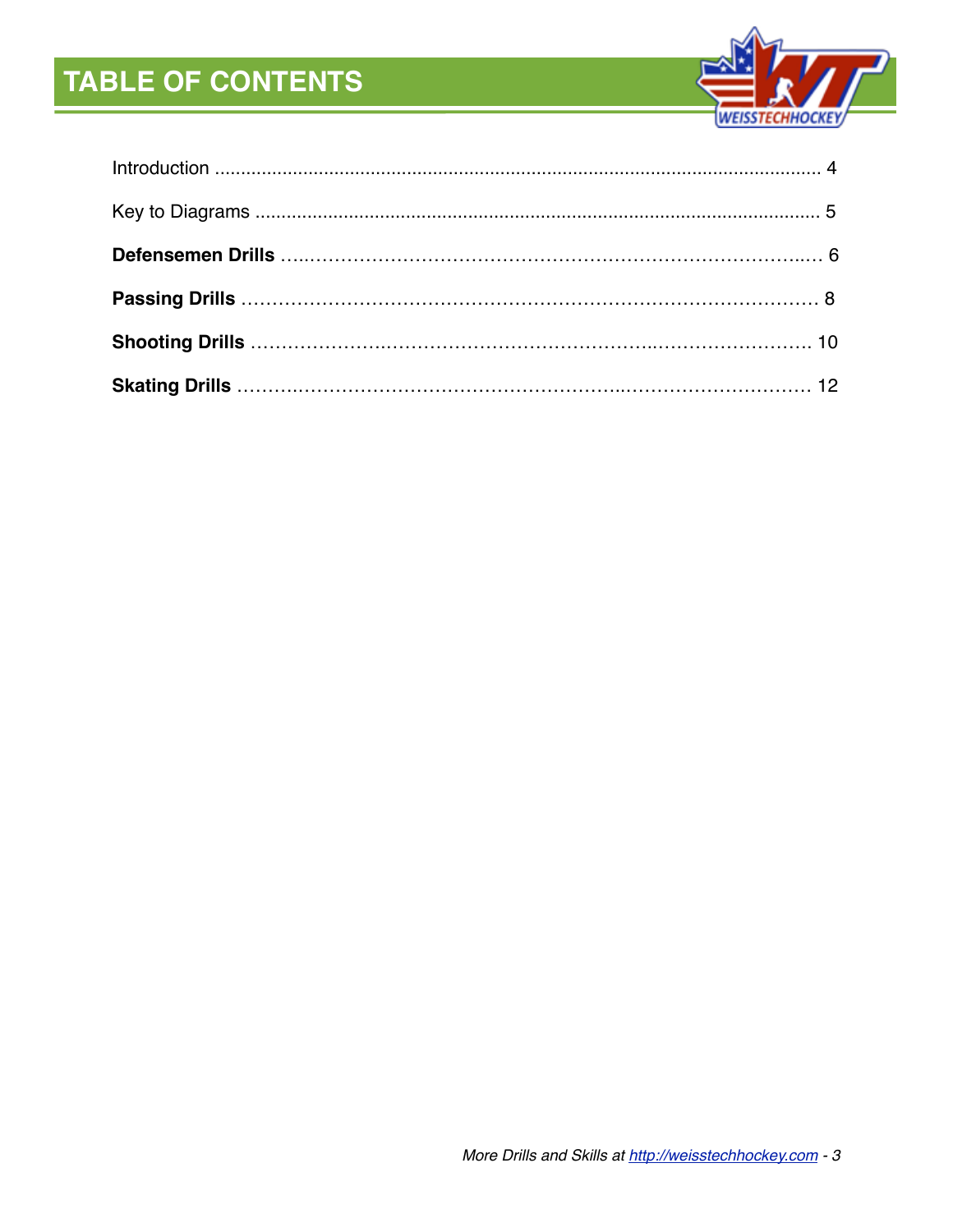# TABLE OF CONTENTS

Introduction ........................................................................................................... 4

Key to Diagrams .................................................................................................. 5

**Defensemen Drills** ...................................................................................... 6

**Passing Drills** .............................................................................................. 8

**Shooting Drills** ........................................................................................... 10

**Skating Drills** .............................................................................................. 12

*More Drills and Skills at http://weisstechhockey.com*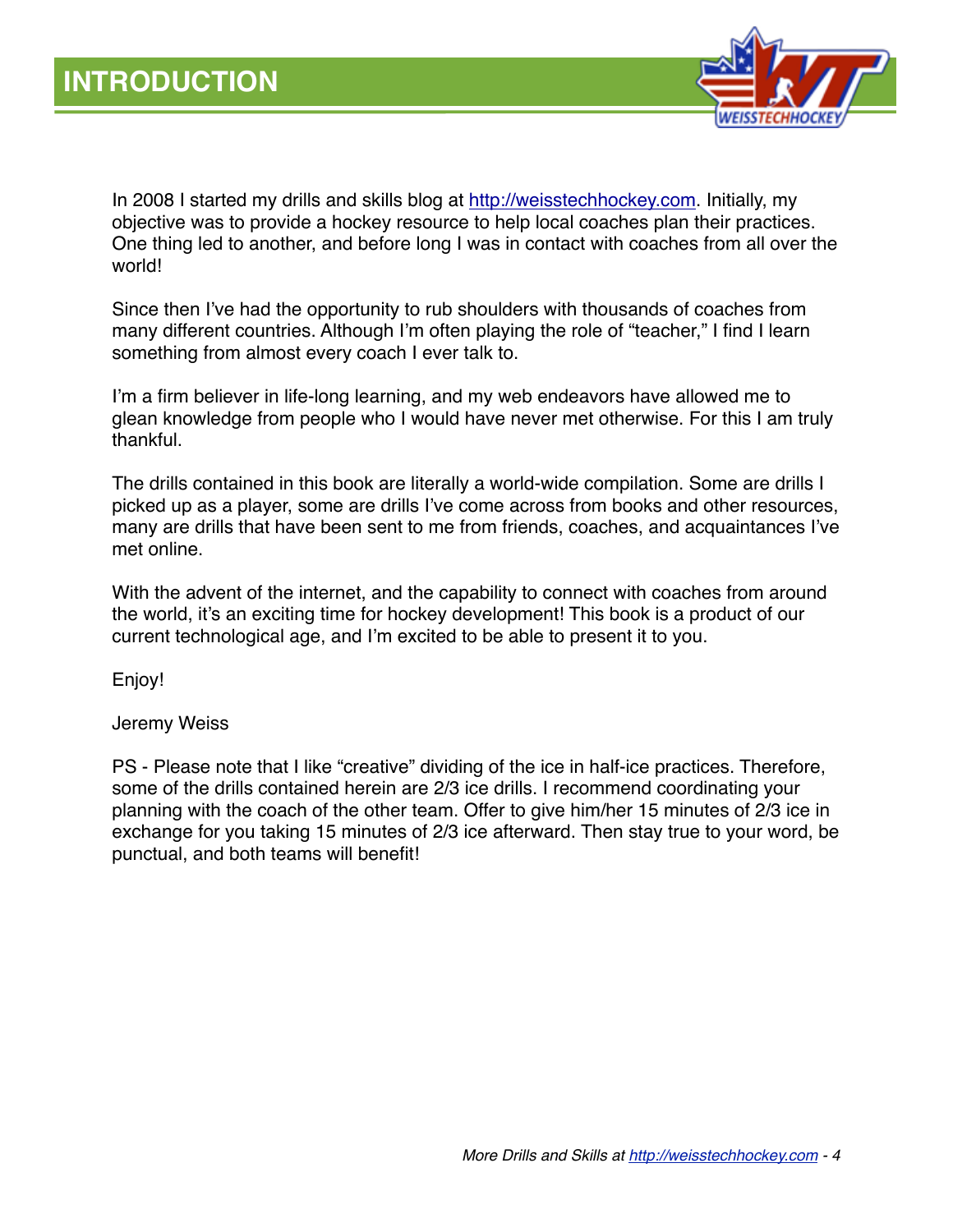# INTRODUCTION

In 2008 I started my drills and skills blog at http://weisstechhockey.com. Initially, my objective was to provide a hockey resource to help local coaches plan their practices. One thing led to another, and before long I was in contact with coaches from all over the world!

Since then I've had the opportunity to rub shoulders with thousands of coaches from many different countries. Although I'm often playing the role of "teacher," I find I learn something from almost every coach I ever talk to.

I'm a firm believer in life-long learning, and my web endeavors have allowed me to glean knowledge from people who I would have never met otherwise. For this I am truly thankful.

The drills contained in this book are literally a world-wide compilation. Some are drills I picked up as a player, some are drills I've come across from books and other resources, many are drills that have been sent to me from friends, coaches, and acquaintances I've met online.

With the advent of the internet, and the capability to connect with coaches from around the world, it's an exciting time for hockey development! This book is a product of our current technological age, and I'm excited to be able to present it to you.

Enjoy!

Jeremy Weiss

PS - Please note that I like "creative" dividing of the ice in half-ice practices. Therefore, some of the drills contained herein are 2/3 ice drills. I recommend coordinating your planning with the coach of the other team. Offer to give him/her 15 minutes of 2/3 ice in exchange for you taking 15 minutes of 2/3 ice afterward. Then stay true to your word, be punctual, and both teams will benefit!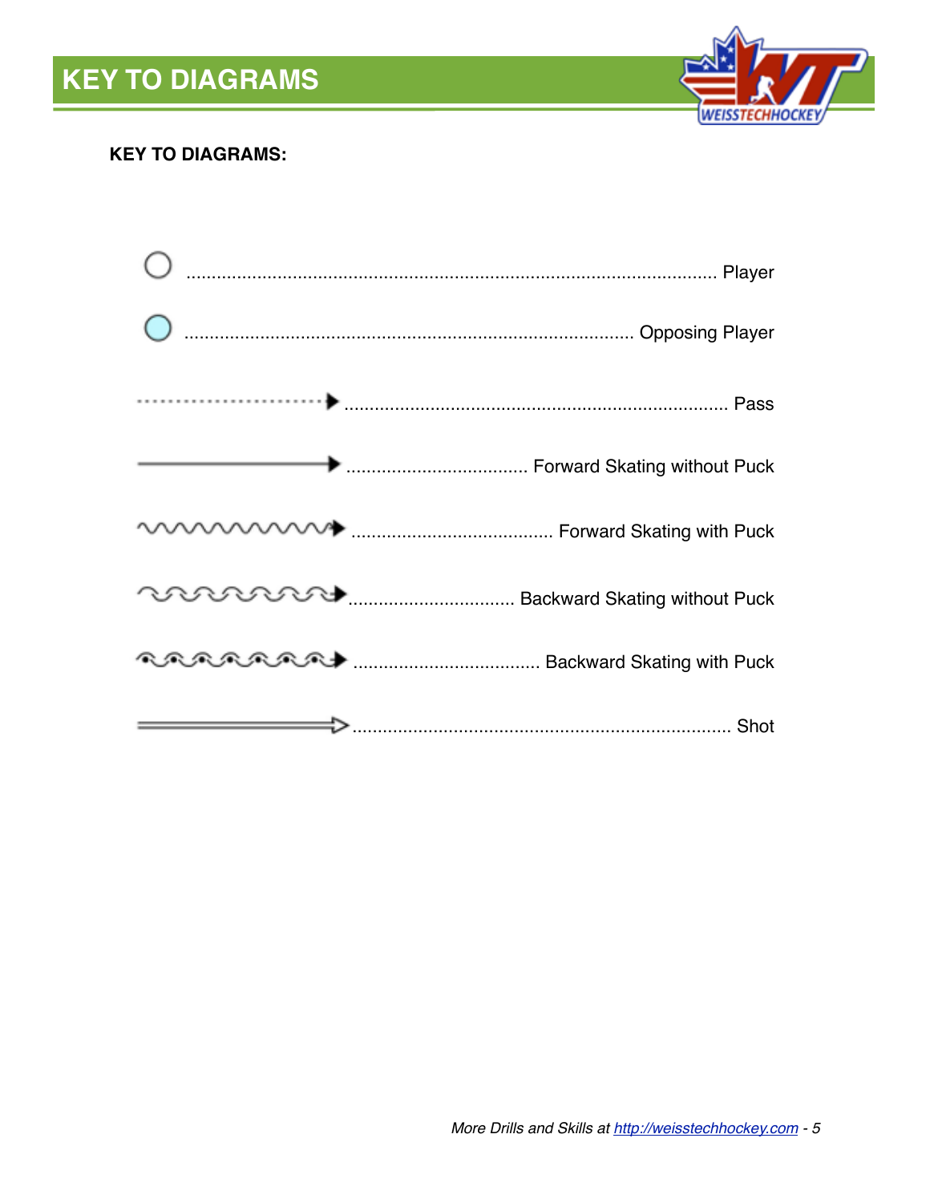# KEY TO DIAGRAMS

**KEY TO DIAGRAMS:**

| Symbol | Meaning |
|---|---|
| ○ (white circle) | Player |
| ● (light blue circle) | Opposing Player |
| Dotted line with arrow | Pass |
| Solid line with arrow | Forward Skating without Puck |
| Wavy line with arrow | Forward Skating with Puck |
| Looped line with arrow | Backward Skating without Puck |
| Looped line with dots and arrow | Backward Skating with Puck |
| Double line with open arrow | Shot |

*More Drills and Skills at [http://weisstechhockey.com](http://weisstechhockey.com)*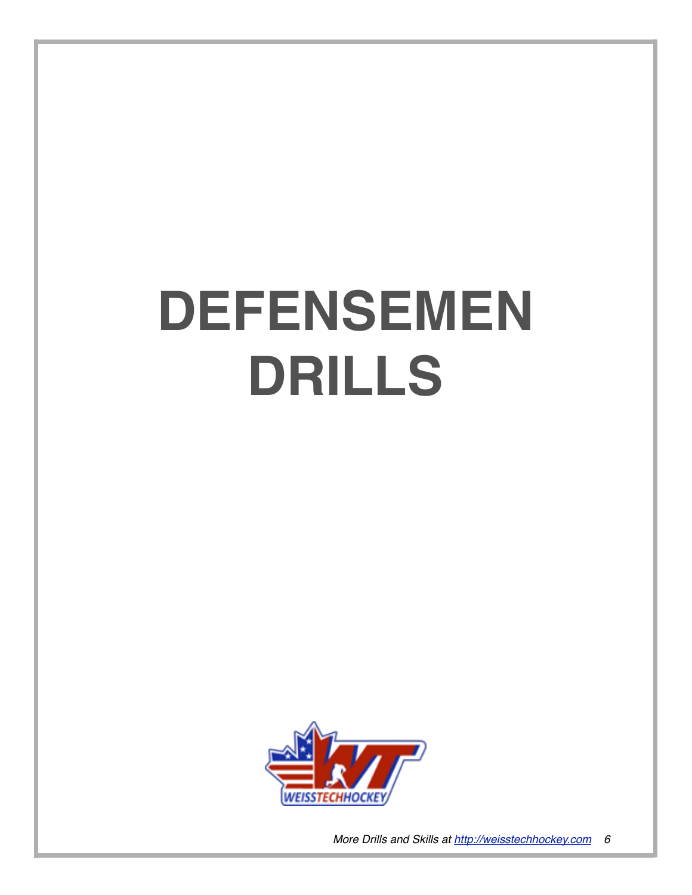# DEFENSEMEN DRILLS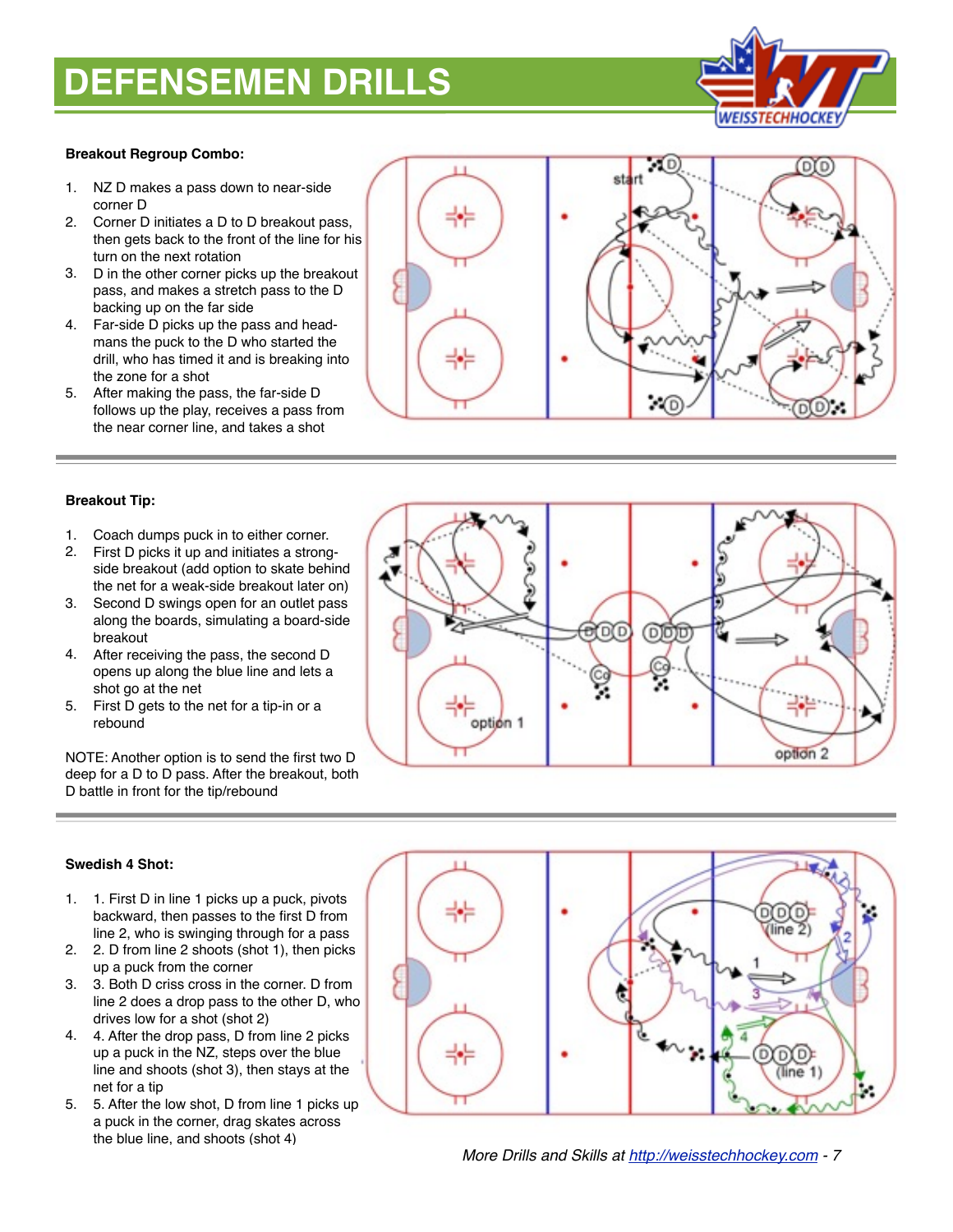# DEFENSEMEN DRILLS

**Breakout Regroup Combo:**

1. NZ D makes a pass down to near-side corner D
2. Corner D initiates a D to D breakout pass, then gets back to the front of the line for his turn on the next rotation
3. D in the other corner picks up the breakout pass, and makes a stretch pass to the D backing up on the far side
4. Far-side D picks up the pass and head-mans the puck to the D who started the drill, who has timed it and is breaking into the zone for a shot
5. After making the pass, the far-side D follows up the play, receives a pass from the near corner line, and takes a shot

**Breakout Tip:**

1. Coach dumps puck in to either corner.
2. First D picks it up and initiates a strong-side breakout (add option to skate behind the net for a weak-side breakout later on)
3. Second D swings open for an outlet pass along the boards, simulating a board-side breakout
4. After receiving the pass, the second D opens up along the blue line and lets a shot go at the net
5. First D gets to the net for a tip-in or a rebound

NOTE: Another option is to send the first two D deep for a D to D pass. After the breakout, both D battle in front for the tip/rebound

**Swedish 4 Shot:**

1. 1. First D in line 1 picks up a puck, pivots backward, then passes to the first D from line 2, who is swinging through for a pass
2. 2. D from line 2 shoots (shot 1), then picks up a puck from the corner
3. 3. Both D criss cross in the corner. D from line 2 does a drop pass to the other D, who drives low for a shot (shot 2)
4. 4. After the drop pass, D from line 2 picks up a puck in the NZ, steps over the blue line and shoots (shot 3), then stays at the net for a tip
5. 5. After the low shot, D from line 1 picks up a puck in the corner, drag skates across the blue line, and shoots (shot 4)

*More Drills and Skills at [http://weisstechhockey.com](http://weisstechhockey.com)*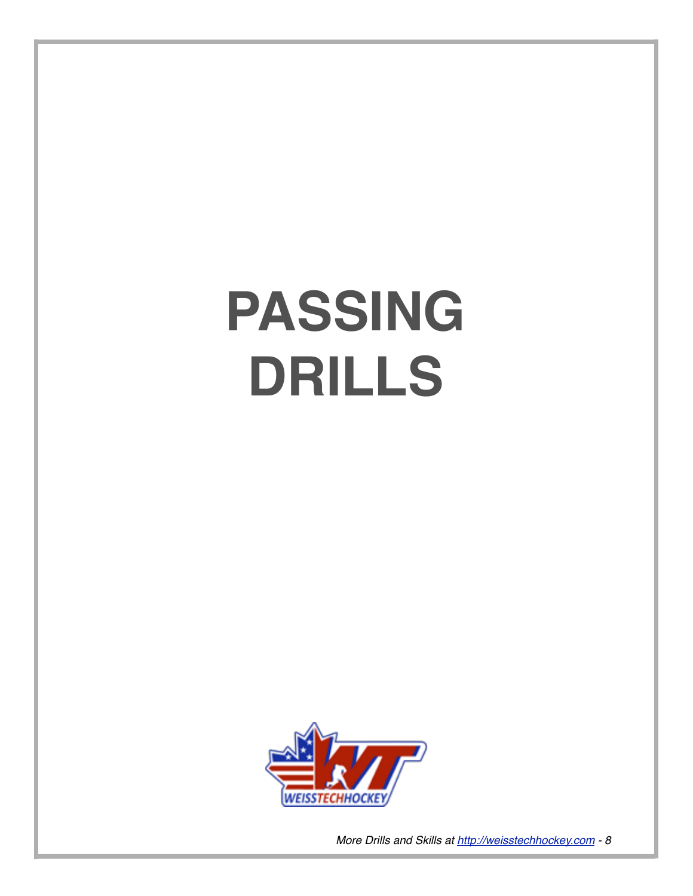# PASSING DRILLS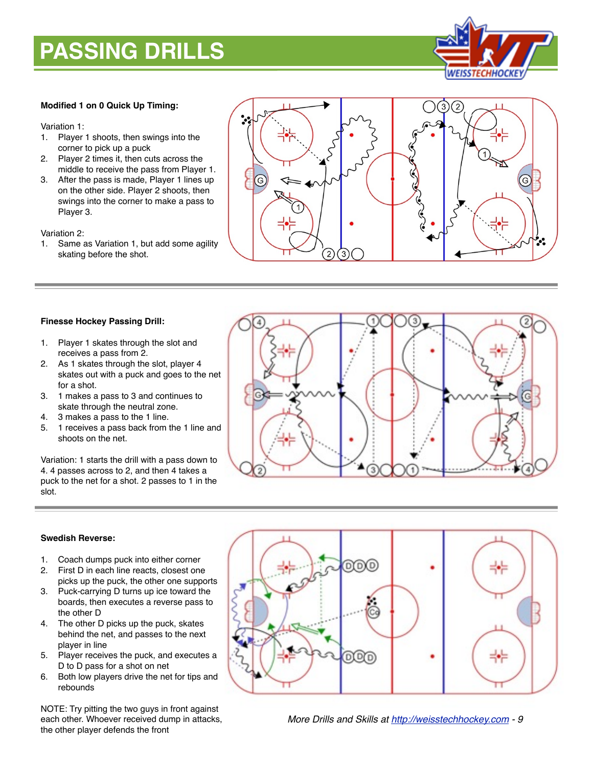# PASSING DRILLS

**Modified 1 on 0 Quick Up Timing:**

Variation 1:

1. Player 1 shoots, then swings into the corner to pick up a puck
2. Player 2 times it, then cuts across the middle to receive the pass from Player 1.
3. After the pass is made, Player 1 lines up on the other side. Player 2 shoots, then swings into the corner to make a pass to Player 3.

Variation 2:

1. Same as Variation 1, but add some agility skating before the shot.

**Finesse Hockey Passing Drill:**

1. Player 1 skates through the slot and receives a pass from 2.
2. As 1 skates through the slot, player 4 skates out with a puck and goes to the net for a shot.
3. 1 makes a pass to 3 and continues to skate through the neutral zone.
4. 3 makes a pass to the 1 line.
5. 1 receives a pass back from the 1 line and shoots on the net.

Variation: 1 starts the drill with a pass down to 4. 4 passes across to 2, and then 4 takes a puck to the net for a shot. 2 passes to 1 in the slot.

**Swedish Reverse:**

1. Coach dumps puck into either corner
2. First D in each line reacts, closest one picks up the puck, the other one supports
3. Puck-carrying D turns up ice toward the boards, then executes a reverse pass to the other D
4. The other D picks up the puck, skates behind the net, and passes to the next player in line
5. Player receives the puck, and executes a D to D pass for a shot on net
6. Both low players drive the net for tips and rebounds

NOTE: Try pitting the two guys in front against each other. Whoever received dump in attacks, the other player defends the front

*More Drills and Skills at http://weisstechhockey.com*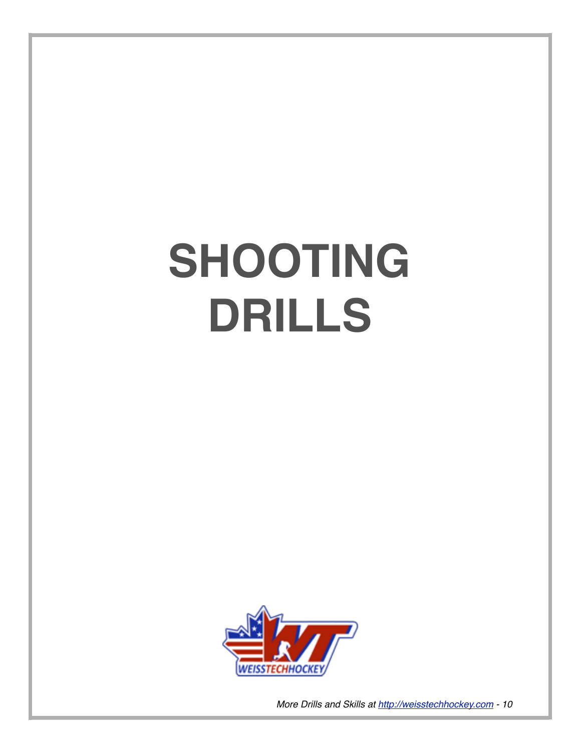# SHOOTING DRILLS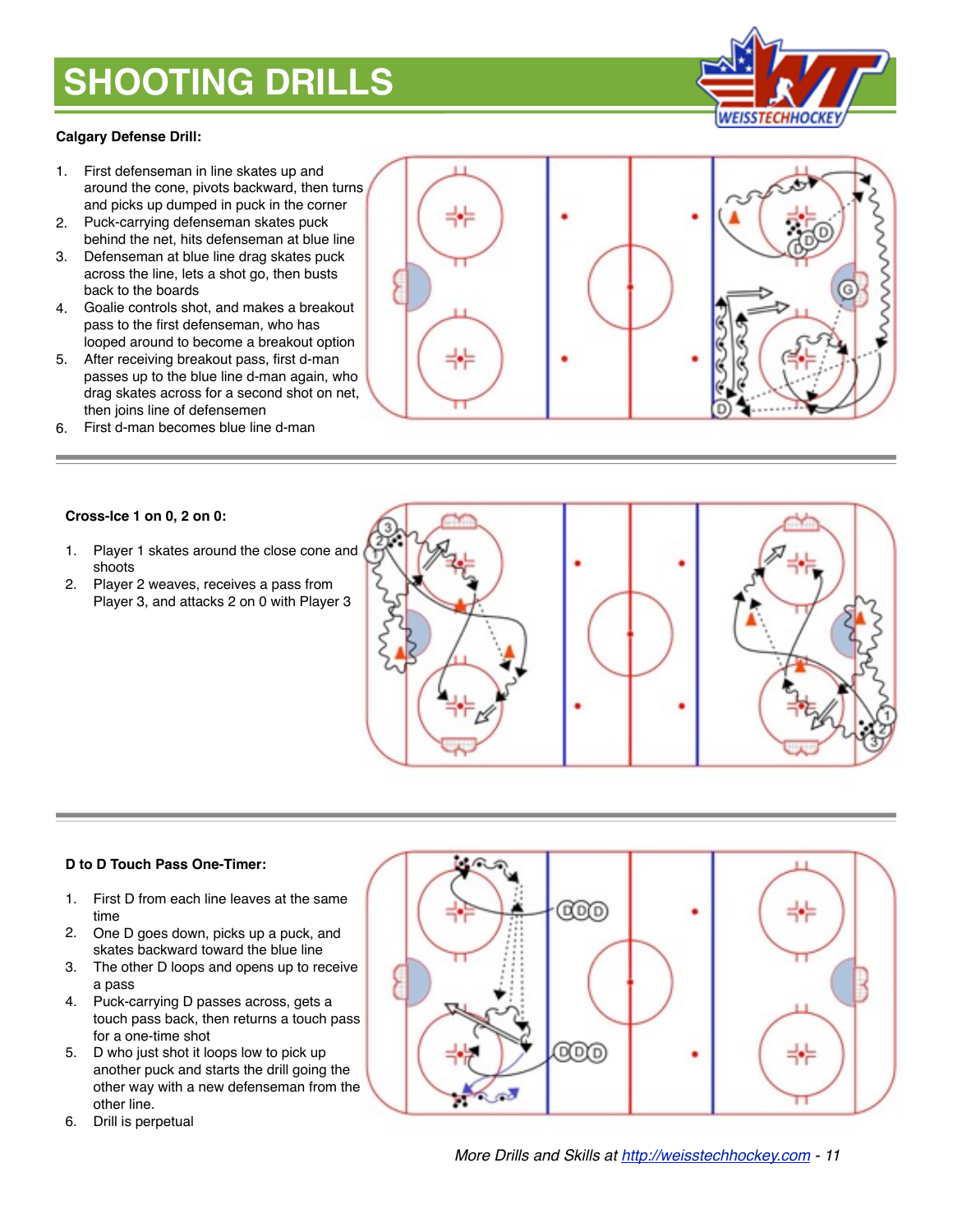# SHOOTING DRILLS

**Calgary Defense Drill:**

1. First defenseman in line skates up and around the cone, pivots backward, then turns and picks up dumped in puck in the corner
2. Puck-carrying defenseman skates puck behind the net, hits defenseman at blue line
3. Defenseman at blue line drag skates puck across the line, lets a shot go, then busts back to the boards
4. Goalie controls shot, and makes a breakout pass to the first defenseman, who has looped around to become a breakout option
5. After receiving breakout pass, first d-man passes up to the blue line d-man again, who drag skates across for a second shot on net, then joins line of defensemen
6. First d-man becomes blue line d-man

---

**Cross-Ice 1 on 0, 2 on 0:**

1. Player 1 skates around the close cone and shoots
2. Player 2 weaves, receives a pass from Player 3, and attacks 2 on 0 with Player 3

---

**D to D Touch Pass One-Timer:**

1. First D from each line leaves at the same time
2. One D goes down, picks up a puck, and skates backward toward the blue line
3. The other D loops and opens up to receive a pass
4. Puck-carrying D passes across, gets a touch pass back, then returns a touch pass for a one-time shot
5. D who just shot it loops low to pick up another puck and starts the drill going the other way with a new defenseman from the other line.
6. Drill is perpetual

*More Drills and Skills at [http://weisstechhockey.com](http://weisstechhockey.com)*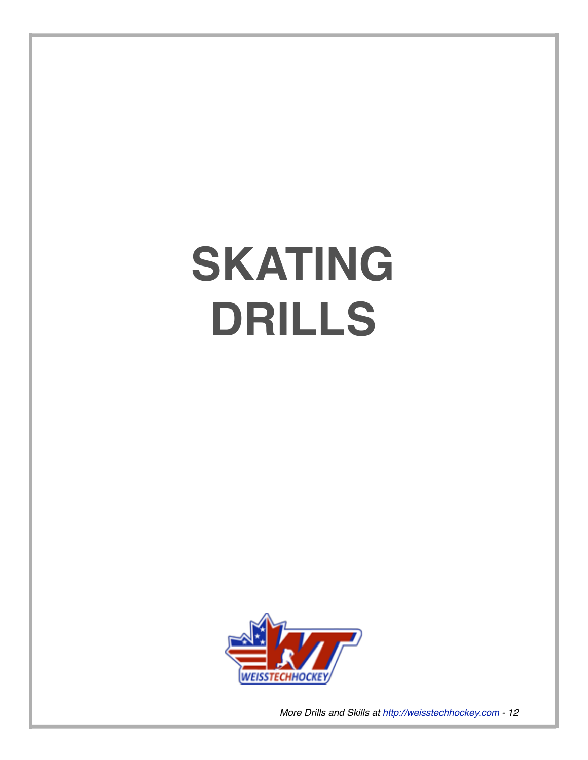# SKATING DRILLS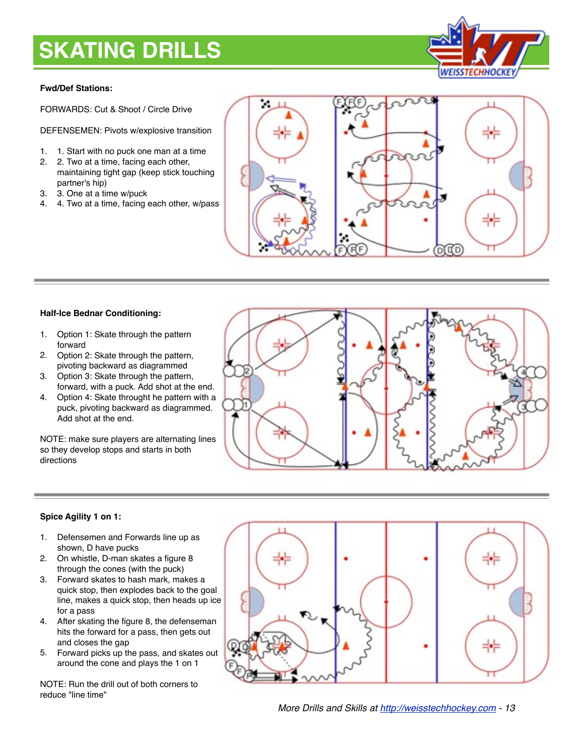# SKATING DRILLS

**Fwd/Def Stations:**

FORWARDS: Cut & Shoot / Circle Drive

DEFENSEMEN: Pivots w/explosive transition

1. 1. Start with no puck one man at a time
2. 2. Two at a time, facing each other, maintaining tight gap (keep stick touching partner's hip)
3. 3. One at a time w/puck
4. 4. Two at a time, facing each other, w/pass

**Half-Ice Bednar Conditioning:**

1. Option 1: Skate through the pattern forward
2. Option 2: Skate through the pattern, pivoting backward as diagrammed
3. Option 3: Skate through the pattern, forward, with a puck. Add shot at the end.
4. Option 4: Skate throught he pattern with a puck, pivoting backward as diagrammed. Add shot at the end.

NOTE: make sure players are alternating lines so they develop stops and starts in both directions

**Spice Agility 1 on 1:**

1. Defensemen and Forwards line up as shown, D have pucks
2. On whistle, D-man skates a figure 8 through the cones (with the puck)
3. Forward skates to hash mark, makes a quick stop, then explodes back to the goal line, makes a quick stop, then heads up ice for a pass
4. After skating the figure 8, the defenseman hits the forward for a pass, then gets out and closes the gap
5. Forward picks up the pass, and skates out around the cone and plays the 1 on 1

NOTE: Run the drill out of both corners to reduce "line time"

*More Drills and Skills at http://weisstechhockey.com*